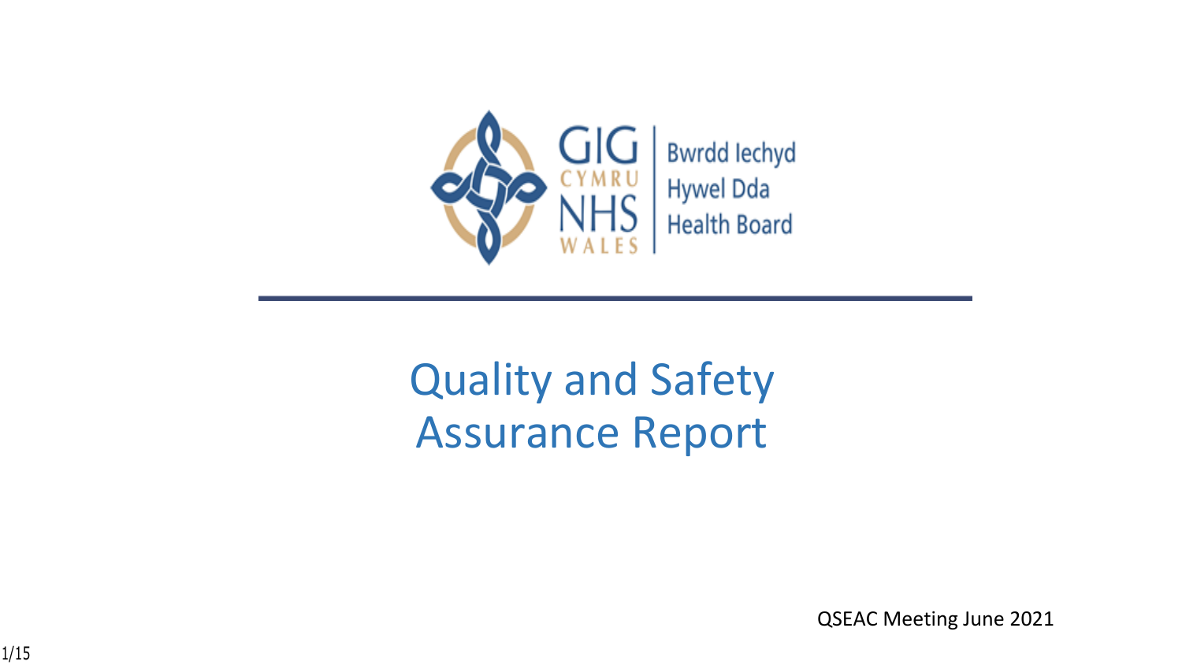GIG CYMRU NHS WALES | Bwrdd Iechyd Hywel Dda Health Board

# Quality and Safety Assurance Report

QSEAC Meeting June 2021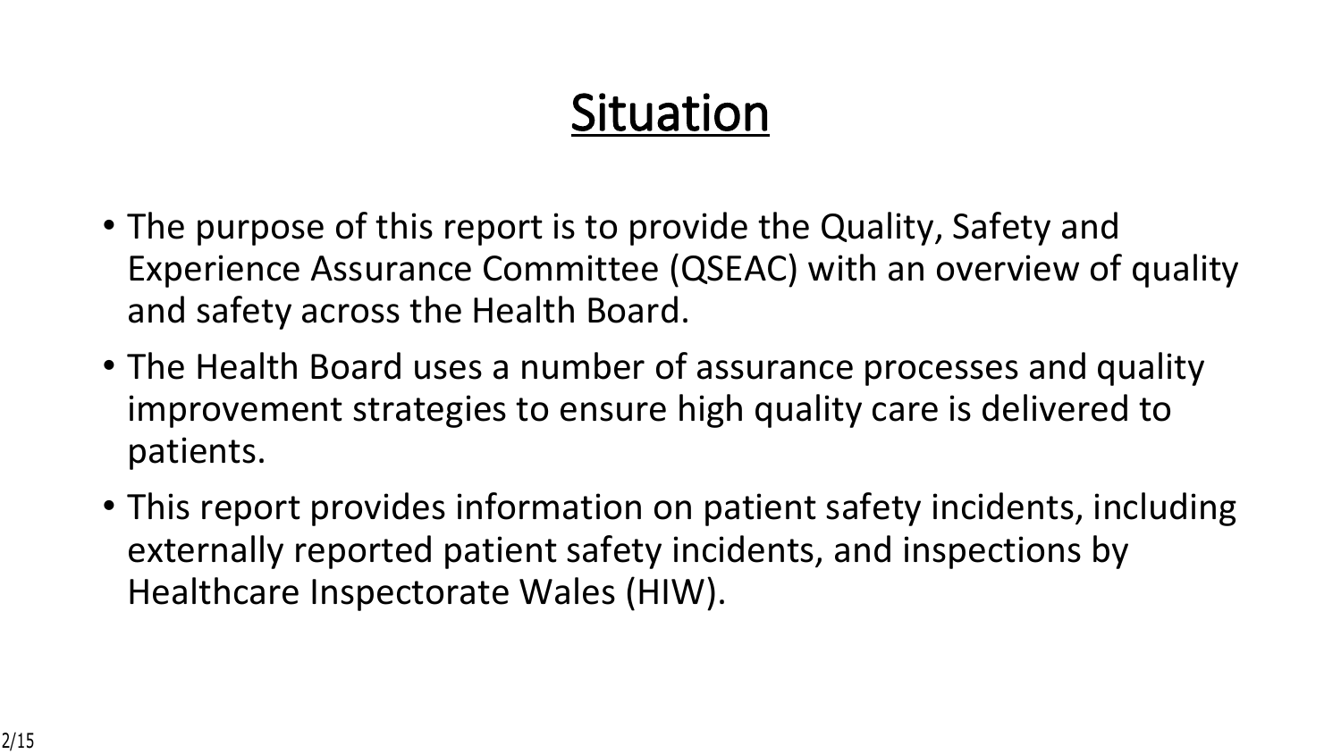# Situation

- The purpose of this report is to provide the Quality, Safety and Experience Assurance Committee (QSEAC) with an overview of quality and safety across the Health Board.
- The Health Board uses a number of assurance processes and quality improvement strategies to ensure high quality care is delivered to patients.
- This report provides information on patient safety incidents, including externally reported patient safety incidents, and inspections by Healthcare Inspectorate Wales (HIW).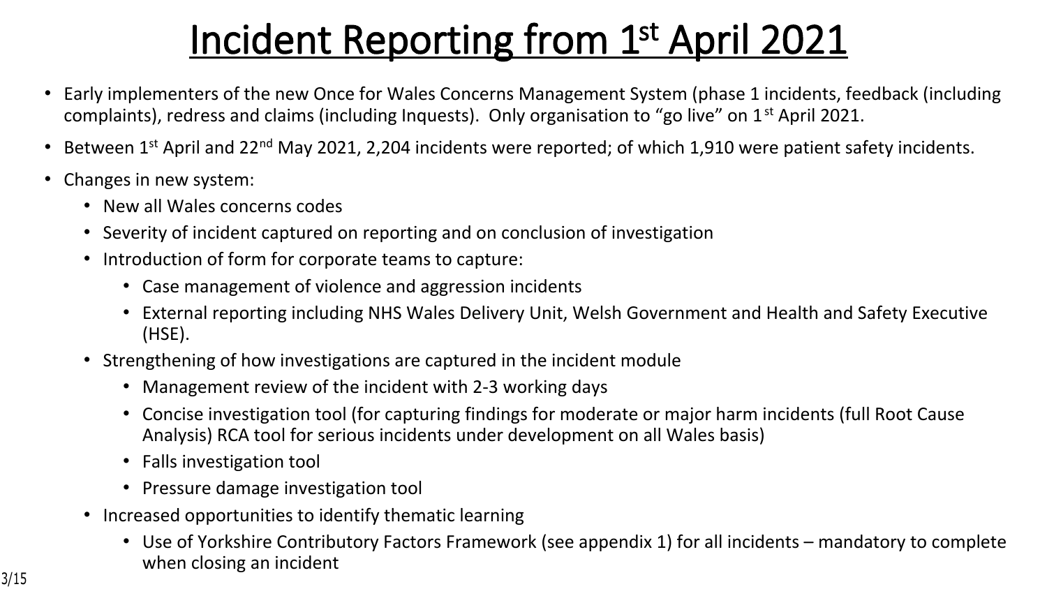# Incident Reporting from 1st April 2021

- Early implementers of the new Once for Wales Concerns Management System (phase 1 incidents, feedback (including complaints), redress and claims (including Inquests). Only organisation to "go live" on 1st April 2021.
- Between 1st April and 22nd May 2021, 2,204 incidents were reported; of which 1,910 were patient safety incidents.
- Changes in new system:
  - New all Wales concerns codes
  - Severity of incident captured on reporting and on conclusion of investigation
  - Introduction of form for corporate teams to capture:
    - Case management of violence and aggression incidents
    - External reporting including NHS Wales Delivery Unit, Welsh Government and Health and Safety Executive (HSE).
  - Strengthening of how investigations are captured in the incident module
    - Management review of the incident with 2-3 working days
    - Concise investigation tool (for capturing findings for moderate or major harm incidents (full Root Cause Analysis) RCA tool for serious incidents under development on all Wales basis)
    - Falls investigation tool
    - Pressure damage investigation tool
  - Increased opportunities to identify thematic learning
    - Use of Yorkshire Contributory Factors Framework (see appendix 1) for all incidents – mandatory to complete when closing an incident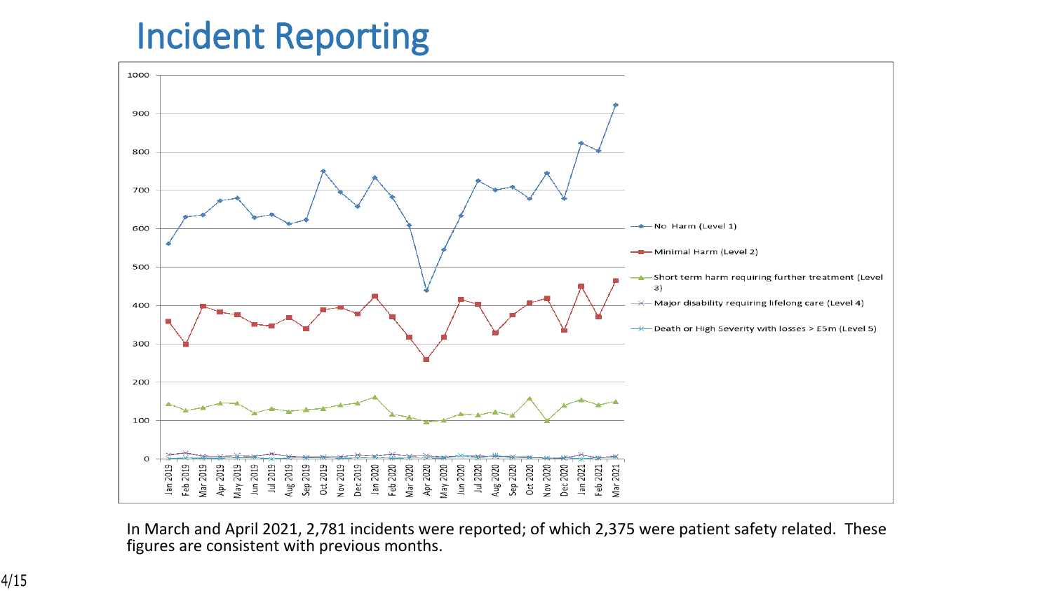# Incident Reporting

In March and April 2021, 2,781 incidents were reported; of which 2,375 were patient safety related. These figures are consistent with previous months.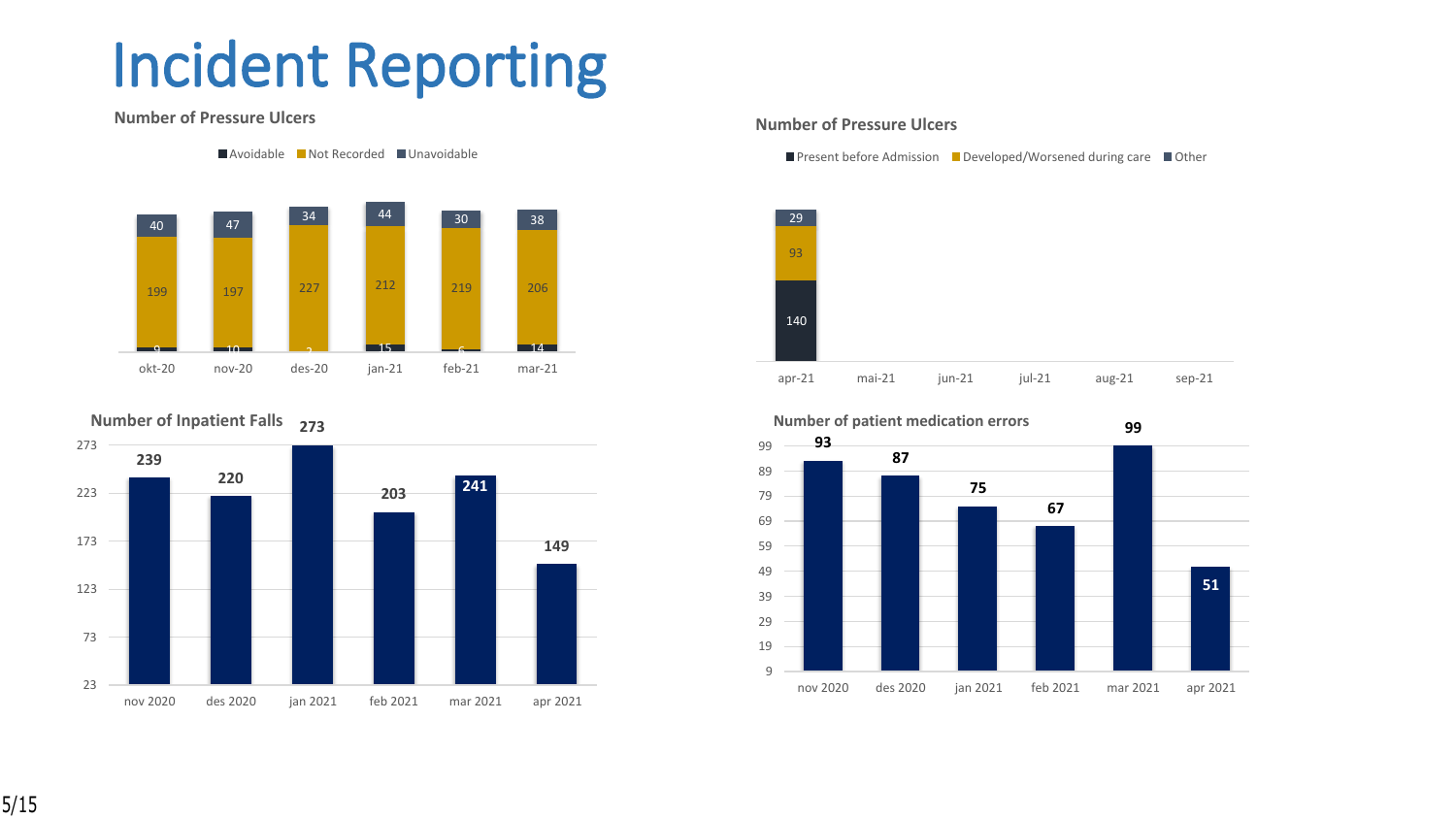# Incident Reporting

### Number of Pressure Ulcers

| | okt-20 | nov-20 | des-20 | jan-21 | feb-21 | mar-21 |
|---|---|---|---|---|---|---|
| Avoidable | 9 | 10 | 2 | 15 | 6 | 14 |
| Not Recorded | 199 | 197 | 227 | 212 | 219 | 206 |
| Unavoidable | 40 | 47 | 34 | 44 | 30 | 38 |

### Number of Pressure Ulcers

| | apr-21 | mai-21 | jun-21 | jul-21 | aug-21 | sep-21 |
|---|---|---|---|---|---|---|
| Present before Admission | 140 | | | | | |
| Developed/Worsened during care | 93 | | | | | |
| Other | 29 | | | | | |

### Number of Inpatient Falls

| nov 2020 | des 2020 | jan 2021 | feb 2021 | mar 2021 | apr 2021 |
|---|---|---|---|---|---|
| 239 | 220 | 273 | 203 | 241 | 149 |

### Number of patient medication errors

| nov 2020 | des 2020 | jan 2021 | feb 2021 | mar 2021 | apr 2021 |
|---|---|---|---|---|---|
| 93 | 87 | 75 | 67 | 99 | 51 |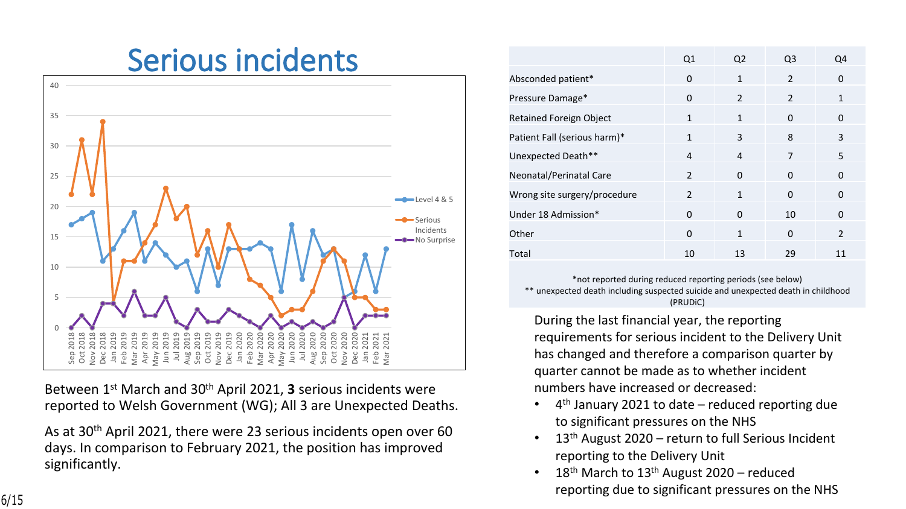# Serious incidents

| | Q1 | Q2 | Q3 | Q4 |
|---|---|---|---|---|
| Absconded patient* | 0 | 1 | 2 | 0 |
| Pressure Damage* | 0 | 2 | 2 | 1 |
| Retained Foreign Object | 1 | 1 | 0 | 0 |
| Patient Fall (serious harm)* | 1 | 3 | 8 | 3 |
| Unexpected Death** | 4 | 4 | 7 | 5 |
| Neonatal/Perinatal Care | 2 | 0 | 0 | 0 |
| Wrong site surgery/procedure | 2 | 1 | 0 | 0 |
| Under 18 Admission* | 0 | 0 | 10 | 0 |
| Other | 0 | 1 | 0 | 2 |
| Total | 10 | 13 | 29 | 11 |

*not reported during reduced reporting periods (see below)
** unexpected death including suspected suicide and unexpected death in childhood (PRUDiC)

Between 1st March and 30th April 2021, **3** serious incidents were reported to Welsh Government (WG); All 3 are Unexpected Deaths.

As at 30th April 2021, there were 23 serious incidents open over 60 days. In comparison to February 2021, the position has improved significantly.

During the last financial year, the reporting requirements for serious incident to the Delivery Unit has changed and therefore a comparison quarter by quarter cannot be made as to whether incident numbers have increased or decreased:

- 4th January 2021 to date – reduced reporting due to significant pressures on the NHS
- 13th August 2020 – return to full Serious Incident reporting to the Delivery Unit
- 18th March to 13th August 2020 – reduced reporting due to significant pressures on the NHS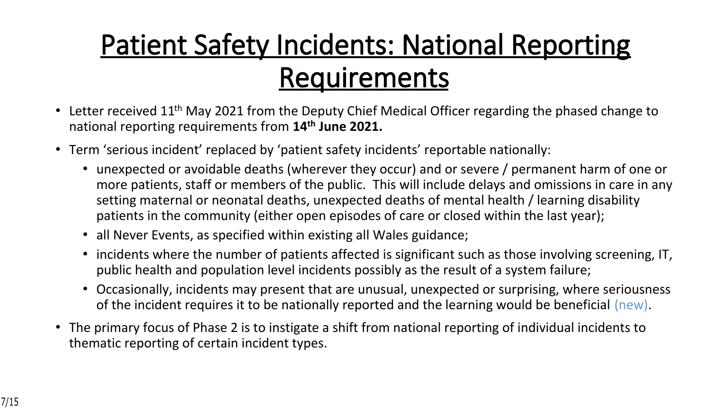# Patient Safety Incidents: National Reporting Requirements

- Letter received 11th May 2021 from the Deputy Chief Medical Officer regarding the phased change to national reporting requirements from **14th June 2021.**
- Term 'serious incident' replaced by 'patient safety incidents' reportable nationally:
  - unexpected or avoidable deaths (wherever they occur) and or severe / permanent harm of one or more patients, staff or members of the public. This will include delays and omissions in care in any setting maternal or neonatal deaths, unexpected deaths of mental health / learning disability patients in the community (either open episodes of care or closed within the last year);
  - all Never Events, as specified within existing all Wales guidance;
  - incidents where the number of patients affected is significant such as those involving screening, IT, public health and population level incidents possibly as the result of a system failure;
  - Occasionally, incidents may present that are unusual, unexpected or surprising, where seriousness of the incident requires it to be nationally reported and the learning would be beneficial (new).
- The primary focus of Phase 2 is to instigate a shift from national reporting of individual incidents to thematic reporting of certain incident types.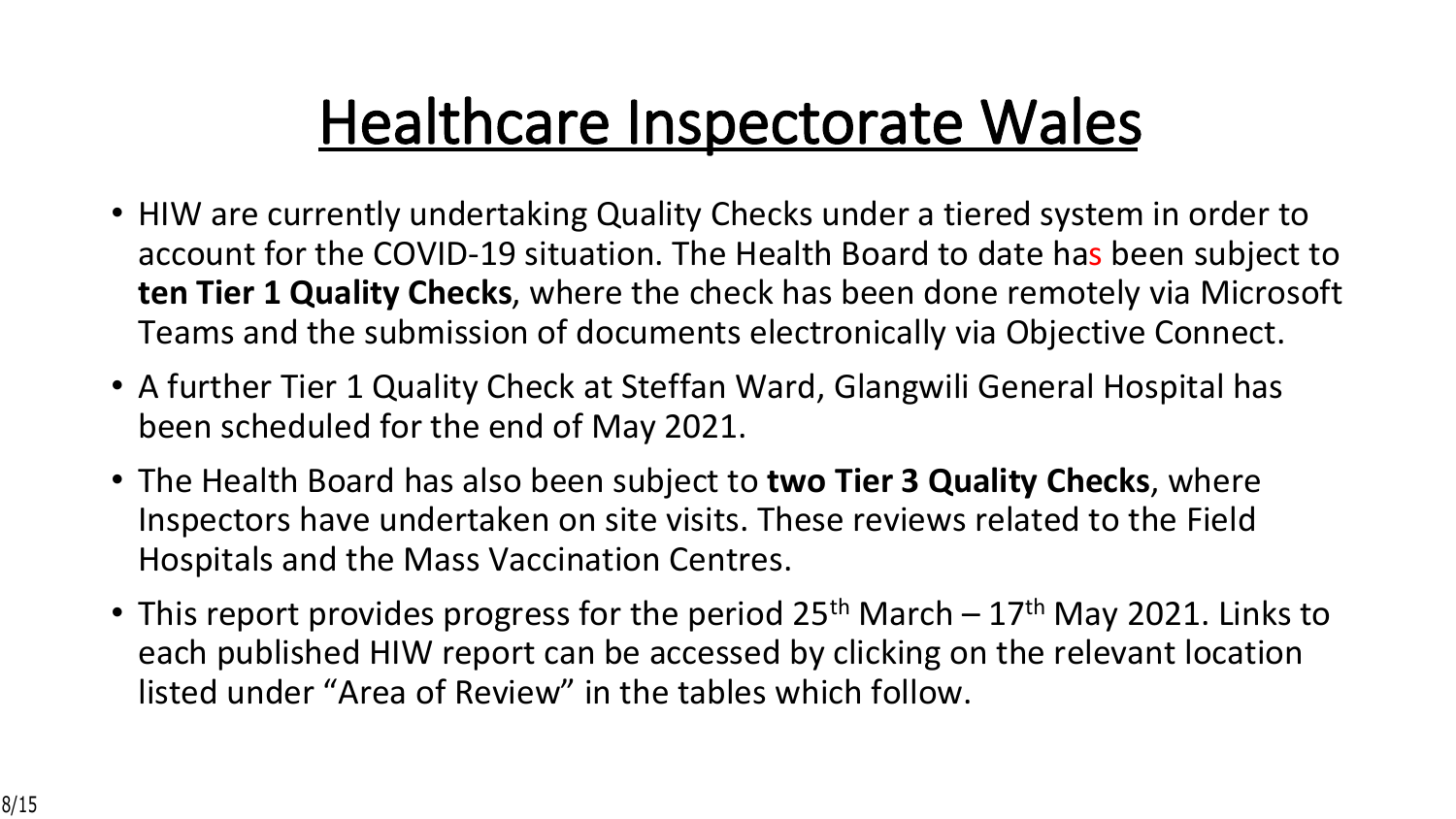# Healthcare Inspectorate Wales

- HIW are currently undertaking Quality Checks under a tiered system in order to account for the COVID-19 situation. The Health Board to date has been subject to **ten Tier 1 Quality Checks**, where the check has been done remotely via Microsoft Teams and the submission of documents electronically via Objective Connect.
- A further Tier 1 Quality Check at Steffan Ward, Glangwili General Hospital has been scheduled for the end of May 2021.
- The Health Board has also been subject to **two Tier 3 Quality Checks**, where Inspectors have undertaken on site visits. These reviews related to the Field Hospitals and the Mass Vaccination Centres.
- This report provides progress for the period 25th March – 17th May 2021. Links to each published HIW report can be accessed by clicking on the relevant location listed under "Area of Review" in the tables which follow.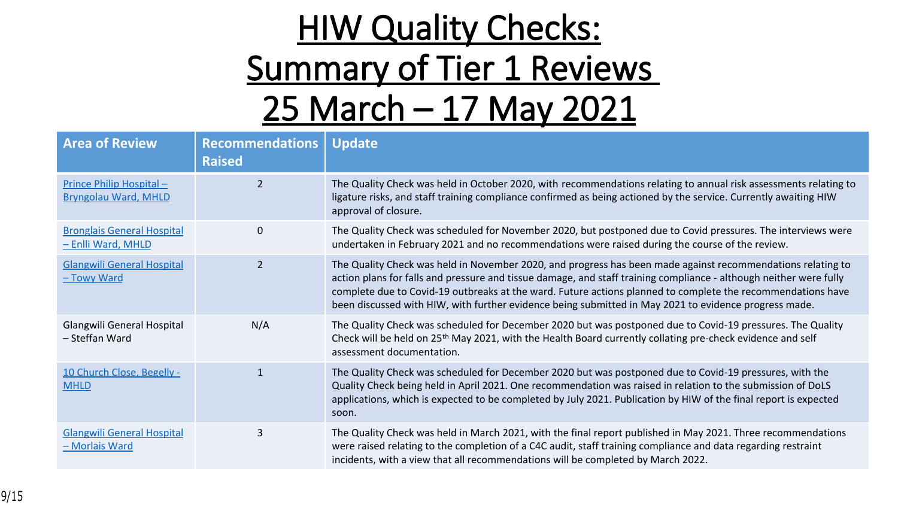# HIW Quality Checks: Summary of Tier 1 Reviews 25 March – 17 May 2021

| Area of Review | Recommendations Raised | Update |
|---|---|---|
| Prince Philip Hospital – Bryngolau Ward, MHLD | 2 | The Quality Check was held in October 2020, with recommendations relating to annual risk assessments relating to ligature risks, and staff training compliance confirmed as being actioned by the service. Currently awaiting HIW approval of closure. |
| Bronglais General Hospital – Enlli Ward, MHLD | 0 | The Quality Check was scheduled for November 2020, but postponed due to Covid pressures. The interviews were undertaken in February 2021 and no recommendations were raised during the course of the review. |
| Glangwili General Hospital – Towy Ward | 2 | The Quality Check was held in November 2020, and progress has been made against recommendations relating to action plans for falls and pressure and tissue damage, and staff training compliance - although neither were fully complete due to Covid-19 outbreaks at the ward. Future actions planned to complete the recommendations have been discussed with HIW, with further evidence being submitted in May 2021 to evidence progress made. |
| Glangwili General Hospital – Steffan Ward | N/A | The Quality Check was scheduled for December 2020 but was postponed due to Covid-19 pressures. The Quality Check will be held on 25th May 2021, with the Health Board currently collating pre-check evidence and self assessment documentation. |
| 10 Church Close, Begelly - MHLD | 1 | The Quality Check was scheduled for December 2020 but was postponed due to Covid-19 pressures, with the Quality Check being held in April 2021. One recommendation was raised in relation to the submission of DoLS applications, which is expected to be completed by July 2021. Publication by HIW of the final report is expected soon. |
| Glangwili General Hospital – Morlais Ward | 3 | The Quality Check was held in March 2021, with the final report published in May 2021. Three recommendations were raised relating to the completion of a C4C audit, staff training compliance and data regarding restraint incidents, with a view that all recommendations will be completed by March 2022. |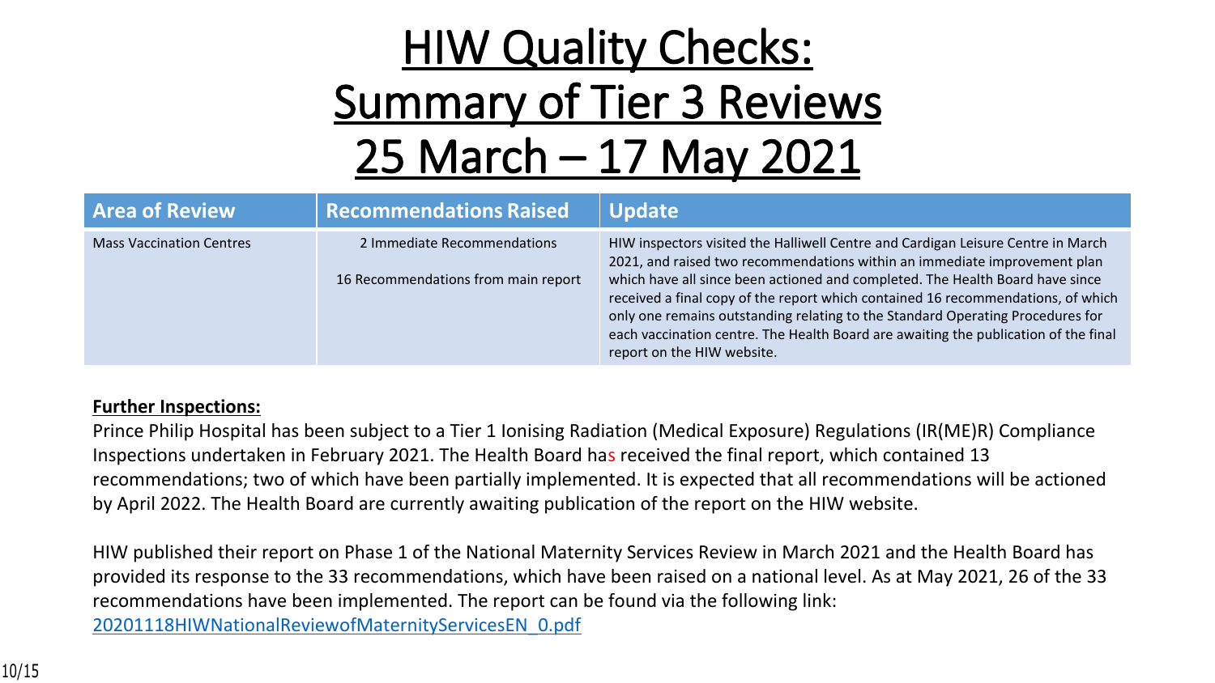# HIW Quality Checks: Summary of Tier 3 Reviews 25 March – 17 May 2021

| Area of Review | Recommendations Raised | Update |
|---|---|---|
| Mass Vaccination Centres | 2 Immediate Recommendations<br><br>16 Recommendations from main report | HIW inspectors visited the Halliwell Centre and Cardigan Leisure Centre in March 2021, and raised two recommendations within an immediate improvement plan which have all since been actioned and completed. The Health Board have since received a final copy of the report which contained 16 recommendations, of which only one remains outstanding relating to the Standard Operating Procedures for each vaccination centre. The Health Board are awaiting the publication of the final report on the HIW website. |

**Further Inspections:**

Prince Philip Hospital has been subject to a Tier 1 Ionising Radiation (Medical Exposure) Regulations (IR(ME)R) Compliance Inspections undertaken in February 2021. The Health Board has received the final report, which contained 13 recommendations; two of which have been partially implemented. It is expected that all recommendations will be actioned by April 2022. The Health Board are currently awaiting publication of the report on the HIW website.

HIW published their report on Phase 1 of the National Maternity Services Review in March 2021 and the Health Board has provided its response to the 33 recommendations, which have been raised on a national level. As at May 2021, 26 of the 33 recommendations have been implemented. The report can be found via the following link: 20201118HIWNationalReviewofMaternityServicesEN_0.pdf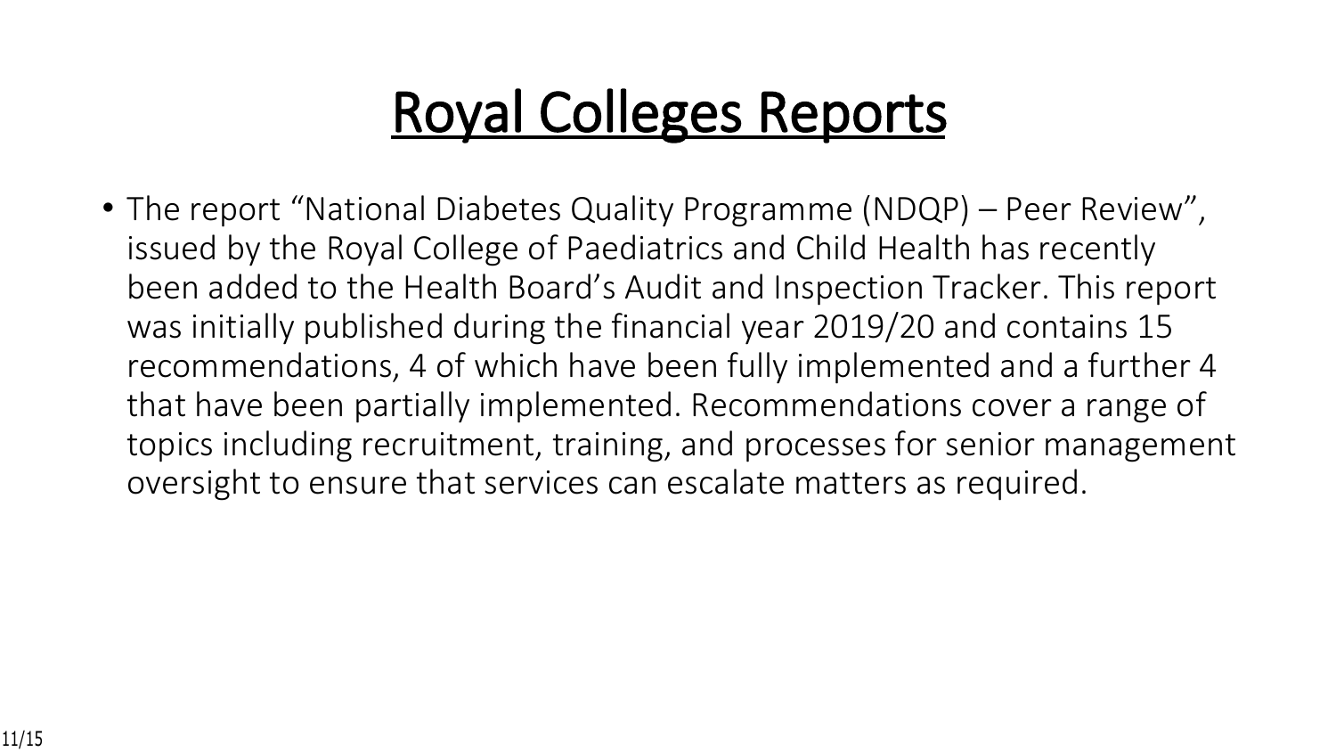# Royal Colleges Reports

- The report "National Diabetes Quality Programme (NDQP) – Peer Review", issued by the Royal College of Paediatrics and Child Health has recently been added to the Health Board's Audit and Inspection Tracker. This report was initially published during the financial year 2019/20 and contains 15 recommendations, 4 of which have been fully implemented and a further 4 that have been partially implemented. Recommendations cover a range of topics including recruitment, training, and processes for senior management oversight to ensure that services can escalate matters as required.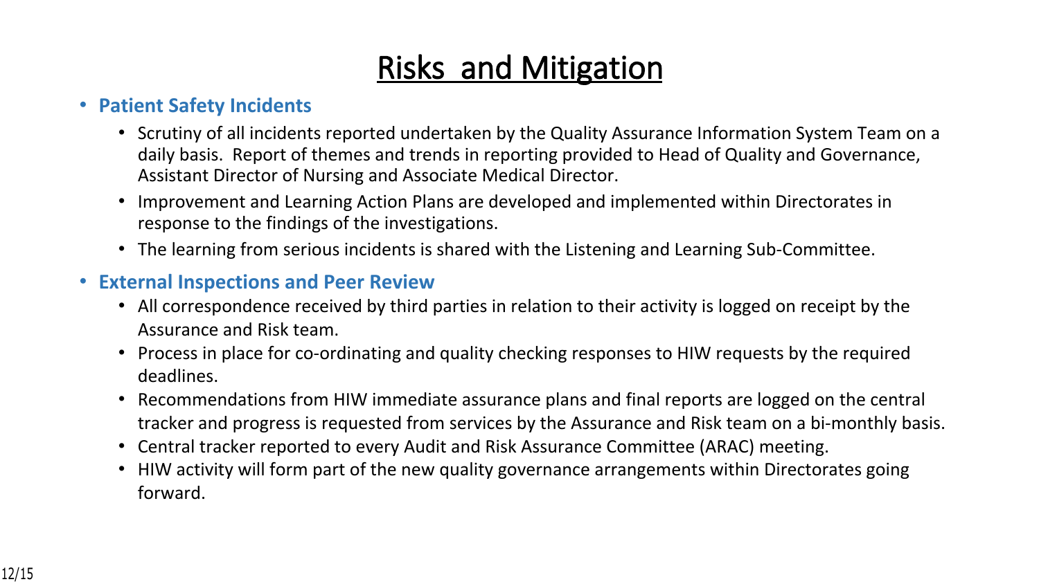# Risks and Mitigation

- **Patient Safety Incidents**
  - Scrutiny of all incidents reported undertaken by the Quality Assurance Information System Team on a daily basis. Report of themes and trends in reporting provided to Head of Quality and Governance, Assistant Director of Nursing and Associate Medical Director.
  - Improvement and Learning Action Plans are developed and implemented within Directorates in response to the findings of the investigations.
  - The learning from serious incidents is shared with the Listening and Learning Sub-Committee.
- **External Inspections and Peer Review**
  - All correspondence received by third parties in relation to their activity is logged on receipt by the Assurance and Risk team.
  - Process in place for co-ordinating and quality checking responses to HIW requests by the required deadlines.
  - Recommendations from HIW immediate assurance plans and final reports are logged on the central tracker and progress is requested from services by the Assurance and Risk team on a bi-monthly basis.
  - Central tracker reported to every Audit and Risk Assurance Committee (ARAC) meeting.
  - HIW activity will form part of the new quality governance arrangements within Directorates going forward.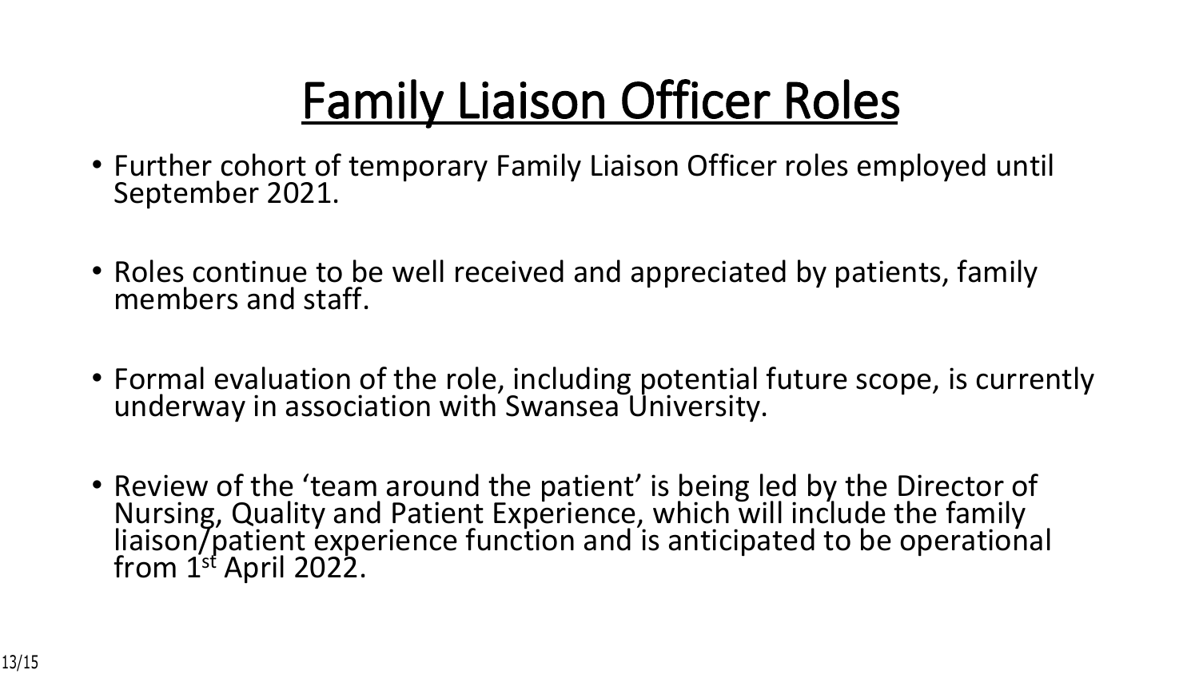# Family Liaison Officer Roles

- Further cohort of temporary Family Liaison Officer roles employed until September 2021.
- Roles continue to be well received and appreciated by patients, family members and staff.
- Formal evaluation of the role, including potential future scope, is currently underway in association with Swansea University.
- Review of the 'team around the patient' is being led by the Director of Nursing, Quality and Patient Experience, which will include the family liaison/patient experience function and is anticipated to be operational from 1st April 2022.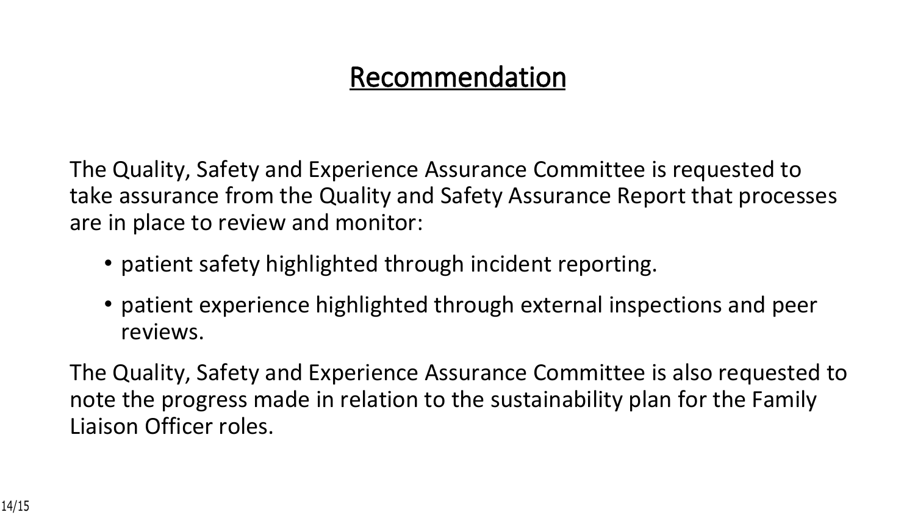# Recommendation

The Quality, Safety and Experience Assurance Committee is requested to take assurance from the Quality and Safety Assurance Report that processes are in place to review and monitor:

- patient safety highlighted through incident reporting.
- patient experience highlighted through external inspections and peer reviews.

The Quality, Safety and Experience Assurance Committee is also requested to note the progress made in relation to the sustainability plan for the Family Liaison Officer roles.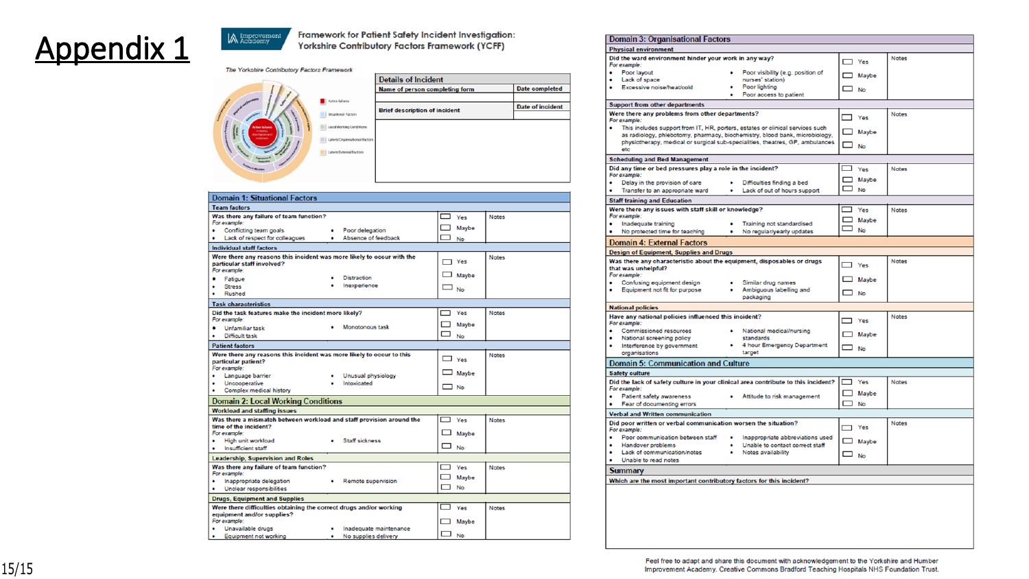# Appendix 1

**Framework for Patient Safety Incident Investigation: Yorkshire Contributory Factors Framework (YCFF)**

*The Yorkshire Contributory Factors Framework*

| Details of Incident | |
|---|---|
| Name of person completing form | Date completed |
| Brief description of incident | Date of incident |

## Domain 1: Situational Factors

| | | |
|---|---|---|
| **Team factors** | | |
| **Was there any failure of team function?** *For example:* • Conflicting team goals • Lack of respect for colleagues • Poor delegation • Absence of feedback | ☐ Yes ☐ Maybe ☐ No | Notes |
| **Individual staff factors** | | |
| **Were there any reasons this incident was more likely to occur with the particular staff involved?** *For example:* • Fatigue • Stress • Rushed • Distraction • Inexperience | ☐ Yes ☐ Maybe ☐ No | Notes |
| **Task characteristics** | | |
| **Did the task features make the incident more likely?** *For example:* • Unfamiliar task • Difficult task • Monotonous task | ☐ Yes ☐ Maybe ☐ No | Notes |
| **Patient factors** | | |
| **Were there any reasons this incident was more likely to occur to this particular patient?** *For example:* • Language barrier • Uncooperative • Complex medical history • Unusual physiology • Intoxicated | ☐ Yes ☐ Maybe ☐ No | Notes |

## Domain 2: Local Working Conditions

| | | |
|---|---|---|
| **Workload and staffing issues** | | |
| **Was there a mismatch between workload and staff provision around the time of the incident?** *For example:* • High unit workload • Insufficient staff • Staff sickness | ☐ Yes ☐ Maybe ☐ No | Notes |
| **Leadership, Supervision and Roles** | | |
| **Was there any failure of team function?** *For example:* • Inappropriate delegation • Unclear responsibilities • Remote supervision | ☐ Yes ☐ Maybe ☐ No | Notes |
| **Drugs, Equipment and Supplies** | | |
| **Were there difficulties obtaining the correct drugs and/or working equipment and/or supplies?** *For example:* • Unavailable drugs • Equipment not working • Inadequate maintenance • No supplies delivery | ☐ Yes ☐ Maybe ☐ No | Notes |

## Domain 3: Organisational Factors

| | | |
|---|---|---|
| **Physical environment** | | |
| **Did the ward environment hinder your work in any way?** *For example:* • Poor layout • Lack of space • Excessive noise/heat/cold • Poor visibility (e.g. position of nurses' station) • Poor lighting • Poor access to patient | ☐ Yes ☐ Maybe ☐ No | Notes |
| **Support from other departments** | | |
| **Were there any problems from other departments?** *For example:* • This includes support from IT, HR, porters, estates or clinical services such as radiology, phlebotomy, pharmacy, biochemistry, blood bank, microbiology, physiotherapy, medical or surgical sub-specialities, theatres, GP, ambulances etc | ☐ Yes ☐ Maybe ☐ No | Notes |
| **Scheduling and Bed Management** | | |
| **Did any time or bed pressures play a role in the incident?** *For example:* • Delay in the provision of care • Transfer to an appropriate ward • Difficulties finding a bed • Lack of out of hours support | ☐ Yes ☐ Maybe ☐ No | Notes |
| **Staff training and Education** | | |
| **Were there any issues with staff skill or knowledge?** *For example:* • Inadequate training • No protected time for teaching • Training not standardised • No regular/yearly updates | ☐ Yes ☐ Maybe ☐ No | Notes |

## Domain 4: External Factors

| | | |
|---|---|---|
| **Design of Equipment, Supplies and Drugs** | | |
| **Was there any characteristic about the equipment, disposables or drugs that was unhelpful?** *For example:* • Confusing equipment design • Equipment not fit for purpose • Similar drug names • Ambiguous labelling and packaging | ☐ Yes ☐ Maybe ☐ No | Notes |
| **National policies** | | |
| **Have any national policies influenced this incident?** *For example:* • Commissioned resources • National screening policy • Interference by government organisations • National medical/nursing standards • 4 hour Emergency Department target | ☐ Yes ☐ Maybe ☐ No | Notes |

## Domain 5: Communication and Culture

| | | |
|---|---|---|
| **Safety culture** | | |
| **Did the lack of safety culture in your clinical area contribute to this incident?** *For example:* • Patient safety awareness • Fear of documenting errors • Attitude to risk management | ☐ Yes ☐ Maybe ☐ No | Notes |
| **Verbal and Written communication** | | |
| **Did poor written or verbal communication worsen the situation?** *For example:* • Poor communication between staff • Handover problems • Lack of communication/notes • Unable to read notes • Inappropriate abbreviations used • Unable to contact correct staff • Notes availability | ☐ Yes ☐ Maybe ☐ No | Notes |

## Summary

**Which are the most important contributory factors for this incident?**

Feel free to adapt and share this document with acknowledgement to the Yorkshire and Humber Improvement Academy. Creative Commons Bradford Teaching Hospitals NHS Foundation Trust.